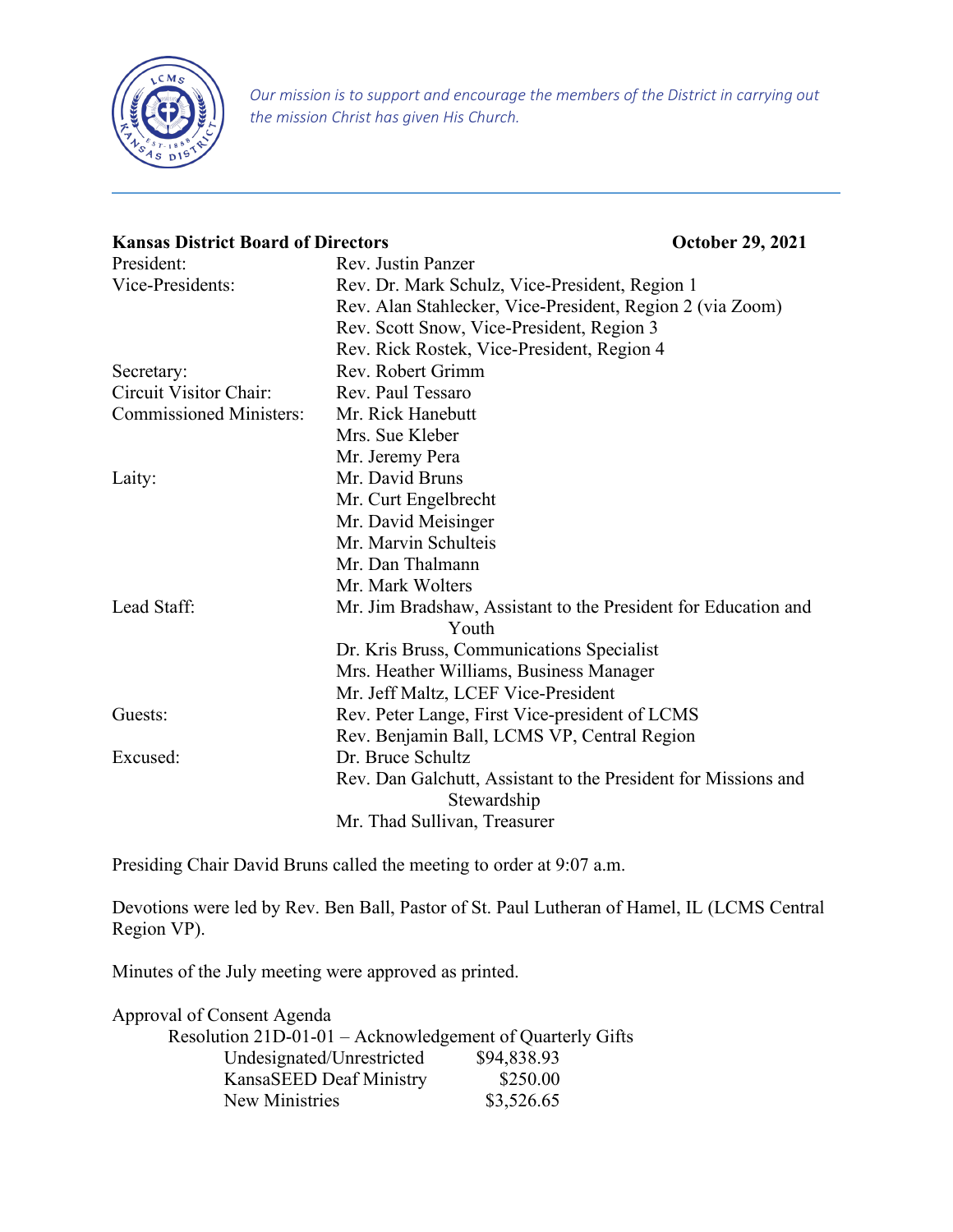*Our mission is to support and encourage the members of the District in carrying out the mission Christ has given His Church.*

**Kansas District Board of Directors** **October 29, 2021**

| | |
|---|---|
| President: | Rev. Justin Panzer |
| Vice-Presidents: | Rev. Dr. Mark Schulz, Vice-President, Region 1 |
| | Rev. Alan Stahlecker, Vice-President, Region 2 (via Zoom) |
| | Rev. Scott Snow, Vice-President, Region 3 |
| | Rev. Rick Rostek, Vice-President, Region 4 |
| Secretary: | Rev. Robert Grimm |
| Circuit Visitor Chair: | Rev. Paul Tessaro |
| Commissioned Ministers: | Mr. Rick Hanebutt |
| | Mrs. Sue Kleber |
| | Mr. Jeremy Pera |
| Laity: | Mr. David Bruns |
| | Mr. Curt Engelbrecht |
| | Mr. David Meisinger |
| | Mr. Marvin Schulteis |
| | Mr. Dan Thalmann |
| | Mr. Mark Wolters |
| Lead Staff: | Mr. Jim Bradshaw, Assistant to the President for Education and Youth |
| | Dr. Kris Bruss, Communications Specialist |
| | Mrs. Heather Williams, Business Manager |
| | Mr. Jeff Maltz, LCEF Vice-President |
| Guests: | Rev. Peter Lange, First Vice-president of LCMS |
| | Rev. Benjamin Ball, LCMS VP, Central Region |
| Excused: | Dr. Bruce Schultz |
| | Rev. Dan Galchutt, Assistant to the President for Missions and Stewardship |
| | Mr. Thad Sullivan, Treasurer |

Presiding Chair David Bruns called the meeting to order at 9:07 a.m.

Devotions were led by Rev. Ben Ball, Pastor of St. Paul Lutheran of Hamel, IL (LCMS Central Region VP).

Minutes of the July meeting were approved as printed.

Approval of Consent Agenda

Resolution 21D-01-01 – Acknowledgement of Quarterly Gifts

| | |
|---|---|
| Undesignated/Unrestricted | $94,838.93 |
| KansaSEED Deaf Ministry | $250.00 |
| New Ministries | $3,526.65 |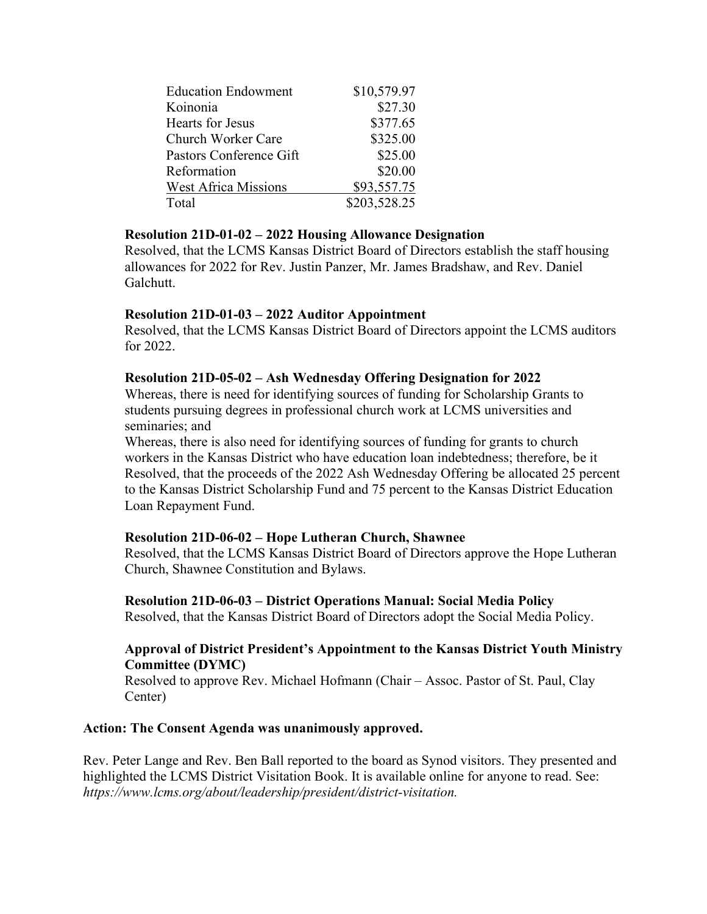| | |
|---|---|
| Education Endowment | $10,579.97 |
| Koinonia | $27.30 |
| Hearts for Jesus | $377.65 |
| Church Worker Care | $325.00 |
| Pastors Conference Gift | $25.00 |
| Reformation | $20.00 |
| West Africa Missions | $93,557.75 |
| Total | $203,528.25 |

**Resolution 21D-01-02 – 2022 Housing Allowance Designation**
Resolved, that the LCMS Kansas District Board of Directors establish the staff housing allowances for 2022 for Rev. Justin Panzer, Mr. James Bradshaw, and Rev. Daniel Galchutt.

**Resolution 21D-01-03 – 2022 Auditor Appointment**
Resolved, that the LCMS Kansas District Board of Directors appoint the LCMS auditors for 2022.

**Resolution 21D-05-02 – Ash Wednesday Offering Designation for 2022**
Whereas, there is need for identifying sources of funding for Scholarship Grants to students pursuing degrees in professional church work at LCMS universities and seminaries; and
Whereas, there is also need for identifying sources of funding for grants to church workers in the Kansas District who have education loan indebtedness; therefore, be it
Resolved, that the proceeds of the 2022 Ash Wednesday Offering be allocated 25 percent to the Kansas District Scholarship Fund and 75 percent to the Kansas District Education Loan Repayment Fund.

**Resolution 21D-06-02 – Hope Lutheran Church, Shawnee**
Resolved, that the LCMS Kansas District Board of Directors approve the Hope Lutheran Church, Shawnee Constitution and Bylaws.

**Resolution 21D-06-03 – District Operations Manual: Social Media Policy**
Resolved, that the Kansas District Board of Directors adopt the Social Media Policy.

**Approval of District President's Appointment to the Kansas District Youth Ministry Committee (DYMC)**
Resolved to approve Rev. Michael Hofmann (Chair – Assoc. Pastor of St. Paul, Clay Center)

**Action: The Consent Agenda was unanimously approved.**

Rev. Peter Lange and Rev. Ben Ball reported to the board as Synod visitors. They presented and highlighted the LCMS District Visitation Book. It is available online for anyone to read. See: *https://www.lcms.org/about/leadership/president/district-visitation.*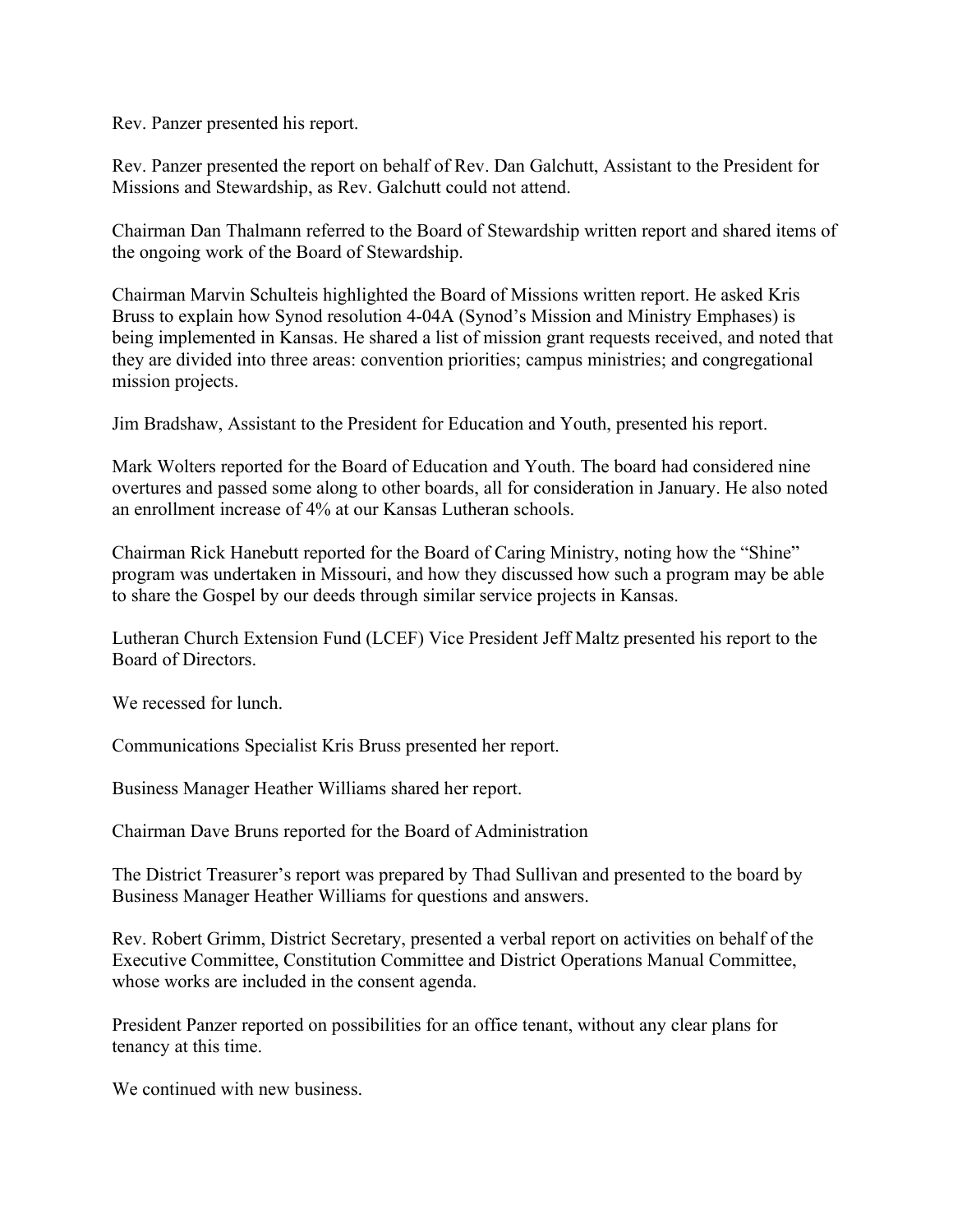Rev. Panzer presented his report.

Rev. Panzer presented the report on behalf of Rev. Dan Galchutt, Assistant to the President for Missions and Stewardship, as Rev. Galchutt could not attend.

Chairman Dan Thalmann referred to the Board of Stewardship written report and shared items of the ongoing work of the Board of Stewardship.

Chairman Marvin Schulteis highlighted the Board of Missions written report. He asked Kris Bruss to explain how Synod resolution 4-04A (Synod's Mission and Ministry Emphases) is being implemented in Kansas. He shared a list of mission grant requests received, and noted that they are divided into three areas: convention priorities; campus ministries; and congregational mission projects.

Jim Bradshaw, Assistant to the President for Education and Youth, presented his report.

Mark Wolters reported for the Board of Education and Youth. The board had considered nine overtures and passed some along to other boards, all for consideration in January. He also noted an enrollment increase of 4% at our Kansas Lutheran schools.

Chairman Rick Hanebutt reported for the Board of Caring Ministry, noting how the "Shine" program was undertaken in Missouri, and how they discussed how such a program may be able to share the Gospel by our deeds through similar service projects in Kansas.

Lutheran Church Extension Fund (LCEF) Vice President Jeff Maltz presented his report to the Board of Directors.

We recessed for lunch.

Communications Specialist Kris Bruss presented her report.

Business Manager Heather Williams shared her report.

Chairman Dave Bruns reported for the Board of Administration

The District Treasurer's report was prepared by Thad Sullivan and presented to the board by Business Manager Heather Williams for questions and answers.

Rev. Robert Grimm, District Secretary, presented a verbal report on activities on behalf of the Executive Committee, Constitution Committee and District Operations Manual Committee, whose works are included in the consent agenda.

President Panzer reported on possibilities for an office tenant, without any clear plans for tenancy at this time.

We continued with new business.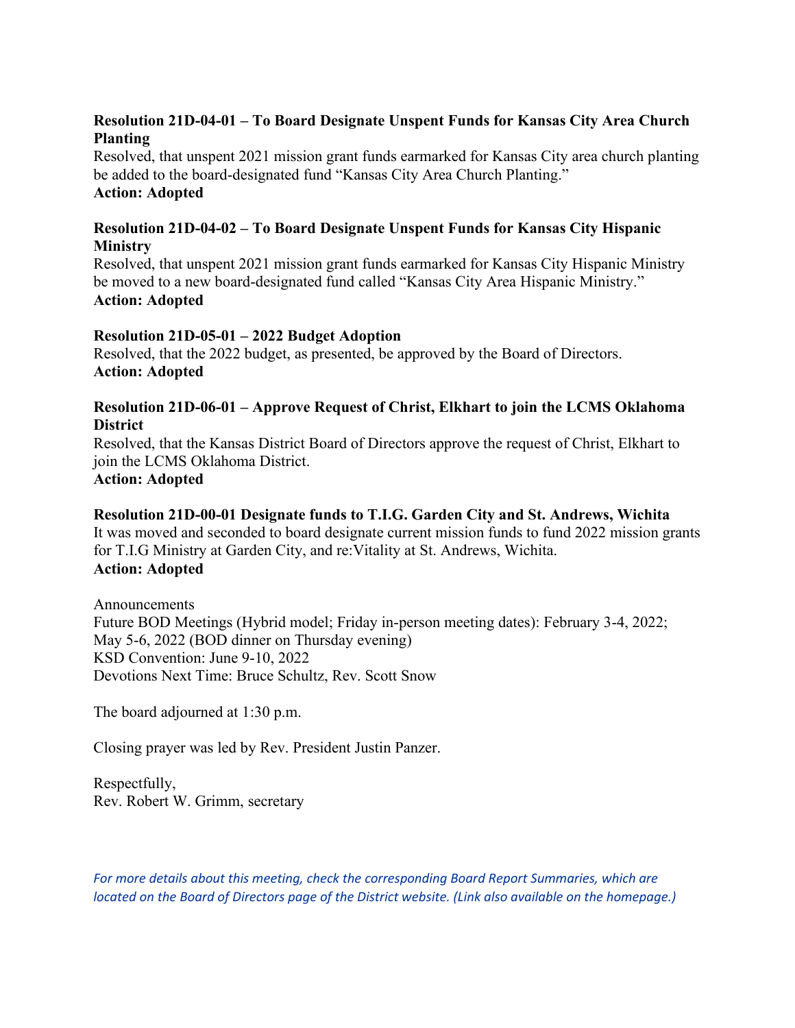**Resolution 21D-04-01 – To Board Designate Unspent Funds for Kansas City Area Church Planting**
Resolved, that unspent 2021 mission grant funds earmarked for Kansas City area church planting be added to the board-designated fund "Kansas City Area Church Planting."
**Action: Adopted**

**Resolution 21D-04-02 – To Board Designate Unspent Funds for Kansas City Hispanic Ministry**
Resolved, that unspent 2021 mission grant funds earmarked for Kansas City Hispanic Ministry be moved to a new board-designated fund called "Kansas City Area Hispanic Ministry."
**Action: Adopted**

**Resolution 21D-05-01 – 2022 Budget Adoption**
Resolved, that the 2022 budget, as presented, be approved by the Board of Directors.
**Action: Adopted**

**Resolution 21D-06-01 – Approve Request of Christ, Elkhart to join the LCMS Oklahoma District**
Resolved, that the Kansas District Board of Directors approve the request of Christ, Elkhart to join the LCMS Oklahoma District.
**Action: Adopted**

**Resolution 21D-00-01 Designate funds to T.I.G. Garden City and St. Andrews, Wichita**
It was moved and seconded to board designate current mission funds to fund 2022 mission grants for T.I.G Ministry at Garden City, and re:Vitality at St. Andrews, Wichita.
**Action: Adopted**

Announcements
Future BOD Meetings (Hybrid model; Friday in-person meeting dates): February 3-4, 2022; May 5-6, 2022 (BOD dinner on Thursday evening)
KSD Convention: June 9-10, 2022
Devotions Next Time: Bruce Schultz, Rev. Scott Snow

The board adjourned at 1:30 p.m.

Closing prayer was led by Rev. President Justin Panzer.

Respectfully,
Rev. Robert W. Grimm, secretary

*For more details about this meeting, check the corresponding Board Report Summaries, which are located on the Board of Directors page of the District website. (Link also available on the homepage.)*